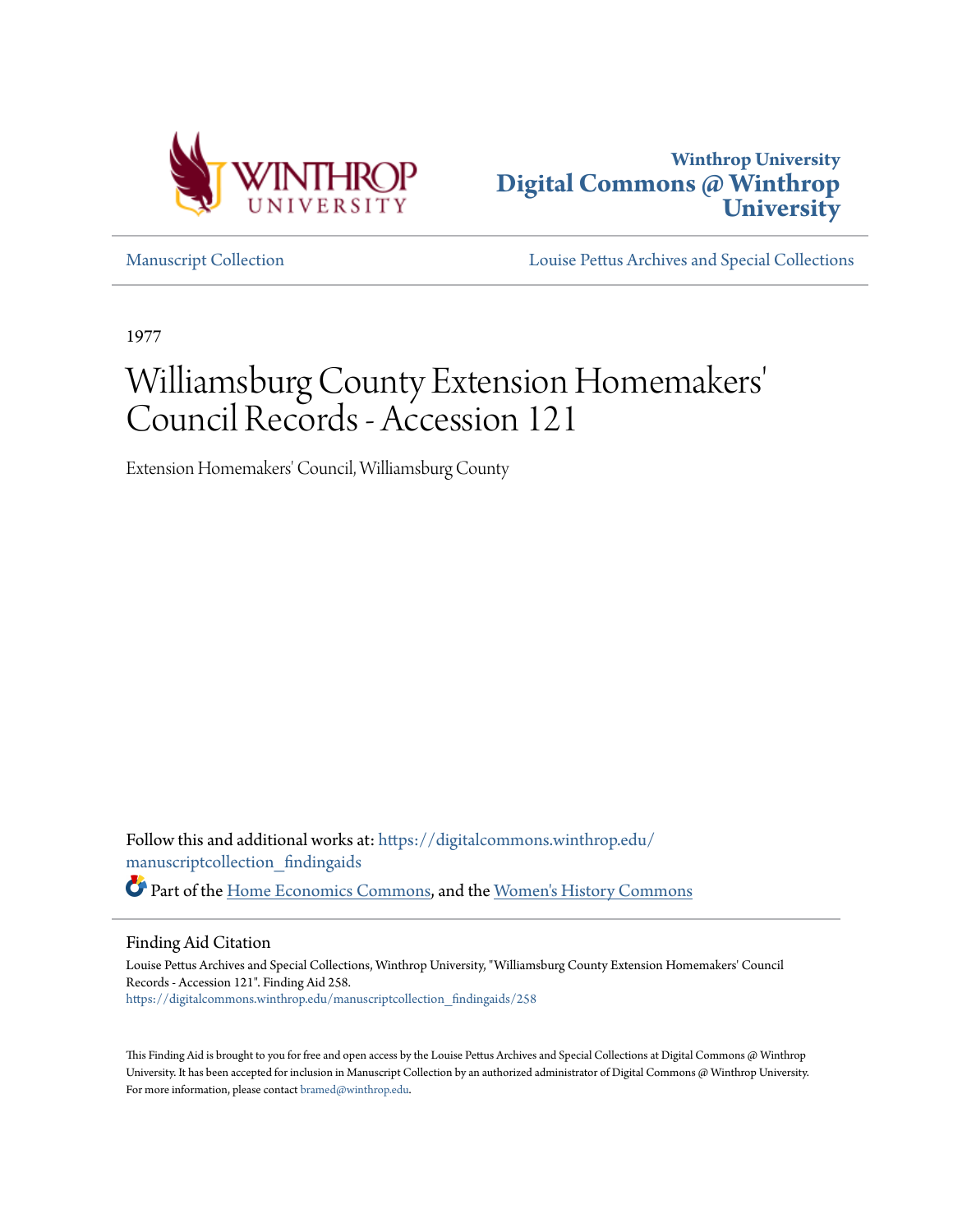Winthrop University
Digital Commons @ Winthrop University

Manuscript Collection | Louise Pettus Archives and Special Collections

1977

# Williamsburg County Extension Homemakers' Council Records - Accession 121

Extension Homemakers' Council, Williamsburg County

Follow this and additional works at: https://digitalcommons.winthrop.edu/manuscriptcollection_findingaids

Part of the Home Economics Commons, and the Women's History Commons

## Finding Aid Citation

Louise Pettus Archives and Special Collections, Winthrop University, "Williamsburg County Extension Homemakers' Council Records - Accession 121". Finding Aid 258.
https://digitalcommons.winthrop.edu/manuscriptcollection_findingaids/258

This Finding Aid is brought to you for free and open access by the Louise Pettus Archives and Special Collections at Digital Commons @ Winthrop University. It has been accepted for inclusion in Manuscript Collection by an authorized administrator of Digital Commons @ Winthrop University. For more information, please contact bramed@winthrop.edu.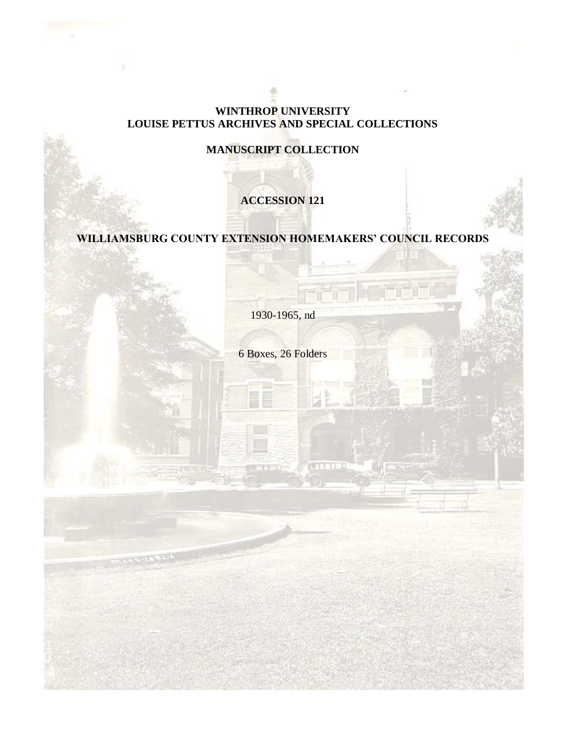**WINTHROP UNIVERSITY**
**LOUISE PETTUS ARCHIVES AND SPECIAL COLLECTIONS**

**MANUSCRIPT COLLECTION**

**ACCESSION 121**

**WILLIAMSBURG COUNTY EXTENSION HOMEMAKERS' COUNCIL RECORDS**

1930-1965, nd

6 Boxes, 26 Folders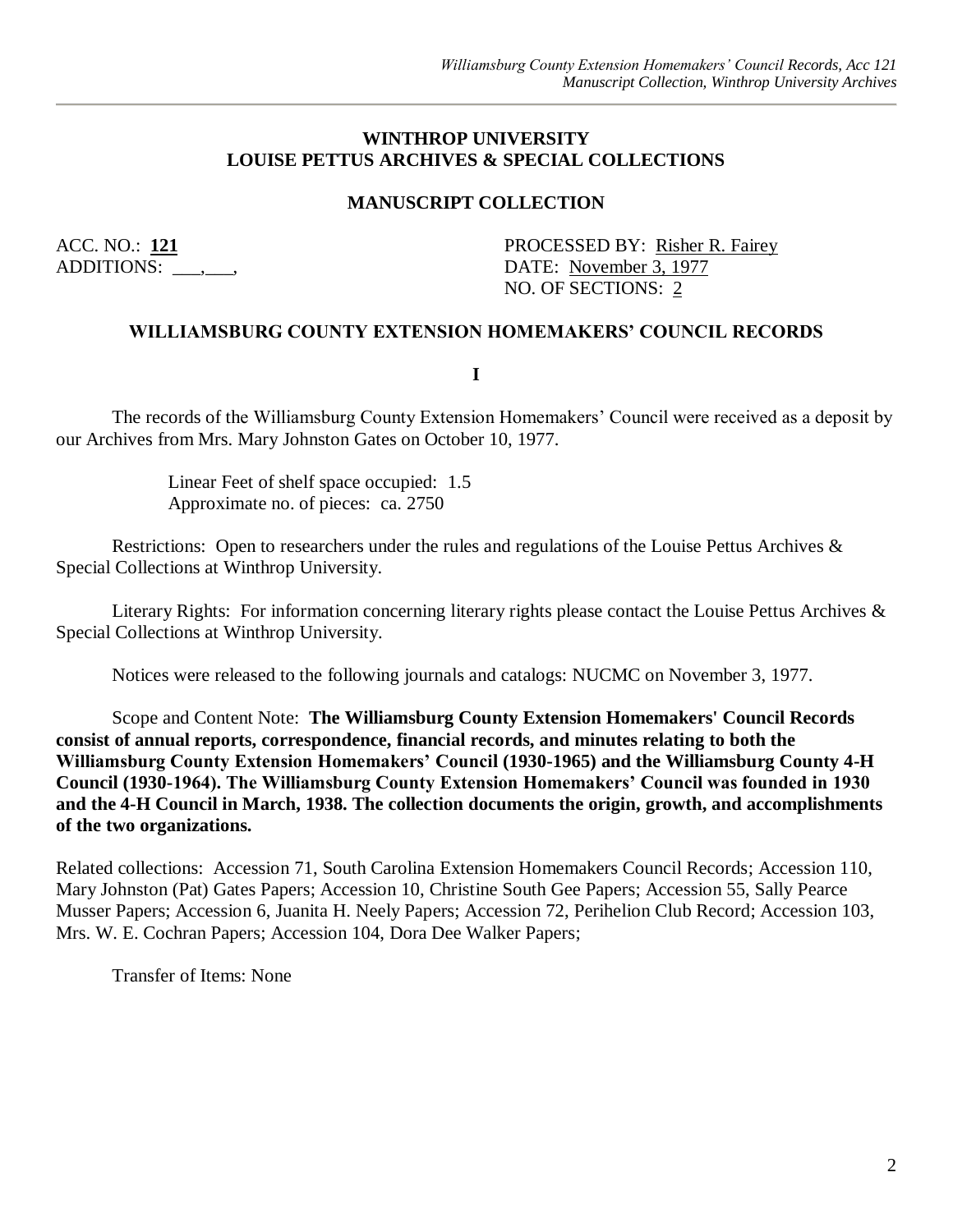## WINTHROP UNIVERSITY
## LOUISE PETTUS ARCHIVES & SPECIAL COLLECTIONS

### MANUSCRIPT COLLECTION

ACC. NO.: **121**
ADDITIONS: ___,___,

PROCESSED BY: Risher R. Fairey
DATE: November 3, 1977
NO. OF SECTIONS: 2

### WILLIAMSBURG COUNTY EXTENSION HOMEMAKERS' COUNCIL RECORDS

**I**

The records of the Williamsburg County Extension Homemakers' Council were received as a deposit by our Archives from Mrs. Mary Johnston Gates on October 10, 1977.

Linear Feet of shelf space occupied: 1.5
Approximate no. of pieces: ca. 2750

Restrictions: Open to researchers under the rules and regulations of the Louise Pettus Archives & Special Collections at Winthrop University.

Literary Rights: For information concerning literary rights please contact the Louise Pettus Archives & Special Collections at Winthrop University.

Notices were released to the following journals and catalogs: NUCMC on November 3, 1977.

Scope and Content Note: **The Williamsburg County Extension Homemakers' Council Records consist of annual reports, correspondence, financial records, and minutes relating to both the Williamsburg County Extension Homemakers' Council (1930-1965) and the Williamsburg County 4-H Council (1930-1964). The Williamsburg County Extension Homemakers' Council was founded in 1930 and the 4-H Council in March, 1938. The collection documents the origin, growth, and accomplishments of the two organizations.**

Related collections: Accession 71, South Carolina Extension Homemakers Council Records; Accession 110, Mary Johnston (Pat) Gates Papers; Accession 10, Christine South Gee Papers; Accession 55, Sally Pearce Musser Papers; Accession 6, Juanita H. Neely Papers; Accession 72, Perihelion Club Record; Accession 103, Mrs. W. E. Cochran Papers; Accession 104, Dora Dee Walker Papers;

Transfer of Items: None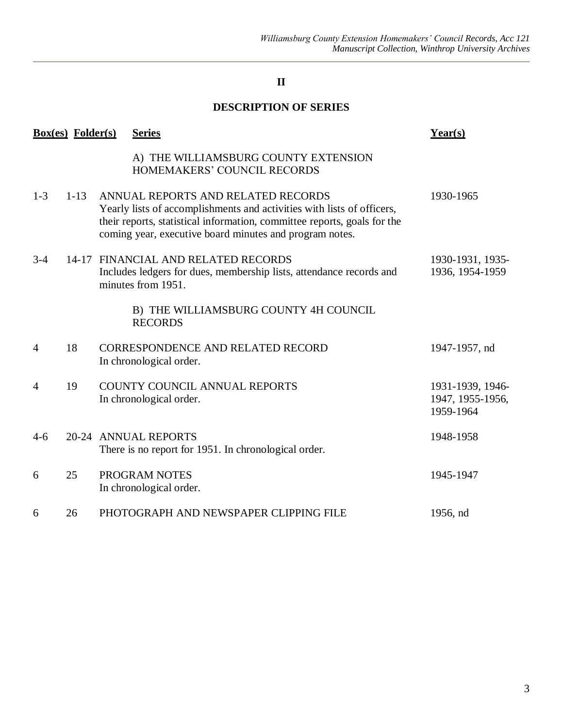## II

## DESCRIPTION OF SERIES

| Box(es) | Folder(s) | Series | Year(s) |
|---|---|---|---|
| | | A) THE WILLIAMSBURG COUNTY EXTENSION HOMEMAKERS' COUNCIL RECORDS | |
| 1-3 | 1-13 | ANNUAL REPORTS AND RELATED RECORDS<br>Yearly lists of accomplishments and activities with lists of officers, their reports, statistical information, committee reports, goals for the coming year, executive board minutes and program notes. | 1930-1965 |
| 3-4 | 14-17 | FINANCIAL AND RELATED RECORDS<br>Includes ledgers for dues, membership lists, attendance records and minutes from 1951. | 1930-1931, 1935-1936, 1954-1959 |
| | | B) THE WILLIAMSBURG COUNTY 4H COUNCIL RECORDS | |
| 4 | 18 | CORRESPONDENCE AND RELATED RECORD<br>In chronological order. | 1947-1957, nd |
| 4 | 19 | COUNTY COUNCIL ANNUAL REPORTS<br>In chronological order. | 1931-1939, 1946-1947, 1955-1956, 1959-1964 |
| 4-6 | 20-24 | ANNUAL REPORTS<br>There is no report for 1951. In chronological order. | 1948-1958 |
| 6 | 25 | PROGRAM NOTES<br>In chronological order. | 1945-1947 |
| 6 | 26 | PHOTOGRAPH AND NEWSPAPER CLIPPING FILE | 1956, nd |